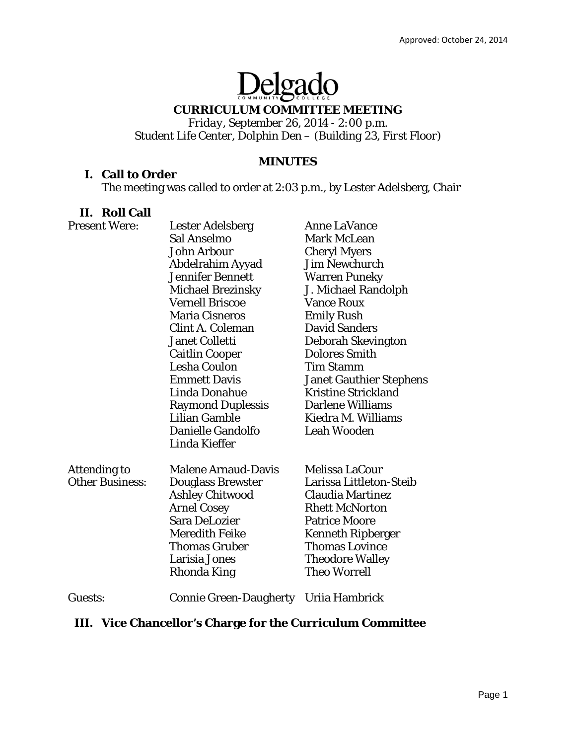Approved: October 24, 2014

# Delgado
COMMUNITY COLLEGE

## CURRICULUM COMMITTEE MEETING

*Friday, September 26, 2014 - 2:00 p.m.*
Student Life Center, Dolphin Den – (Building 23, First Floor)

### MINUTES

**I. Call to Order**

The meeting was called to order at 2:03 p.m., by Lester Adelsberg, Chair

**II. Roll Call**

Present Were:
Lester Adelsberg
Sal Anselmo
John Arbour
Abdelrahim Ayyad
Jennifer Bennett
Michael Brezinsky
Vernell Briscoe
Maria Cisneros
Clint A. Coleman
Janet Colletti
Caitlin Cooper
Lesha Coulon
Emmett Davis
Linda Donahue
Raymond Duplessis
Lilian Gamble
Danielle Gandolfo
Linda Kieffer
Anne LaVance
Mark McLean
Cheryl Myers
Jim Newchurch
Warren Puneky
J. Michael Randolph
Vance Roux
Emily Rush
David Sanders
Deborah Skevington
Dolores Smith
Tim Stamm
Janet Gauthier Stephens
Kristine Strickland
Darlene Williams
Kiedra M. Williams
Leah Wooden

Attending to Other Business:
Malene Arnaud-Davis
Douglass Brewster
Ashley Chitwood
Arnel Cosey
Sara DeLozier
Meredith Feike
Thomas Gruber
Larisia Jones
Rhonda King
Melissa LaCour
Larissa Littleton-Steib
Claudia Martinez
Rhett McNorton
Patrice Moore
Kenneth Ripberger
Thomas Lovince
Theodore Walley
Theo Worrell

Guests:
Connie Green-Daugherty
Uriia Hambrick

**III. Vice Chancellor's Charge for the Curriculum Committee**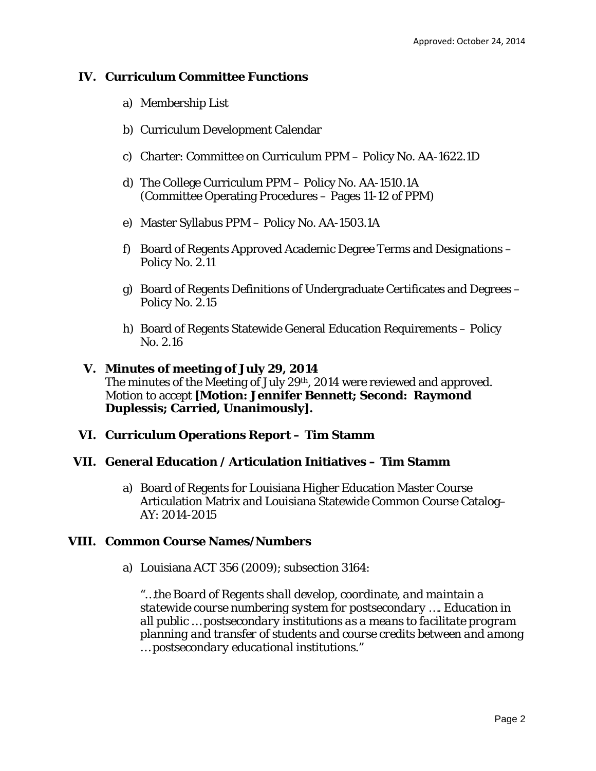Approved: October 24, 2014

## IV. Curriculum Committee Functions

a) Membership List

b) Curriculum Development Calendar

c) Charter: Committee on Curriculum PPM – Policy No. AA-1622.1D

d) The College Curriculum PPM – Policy No. AA-1510.1A (Committee Operating Procedures – Pages 11-12 of PPM)

e) Master Syllabus PPM – Policy No. AA-1503.1A

f) Board of Regents Approved Academic Degree Terms and Designations – Policy No. 2.11

g) Board of Regents Definitions of Undergraduate Certificates and Degrees – Policy No. 2.15

h) Board of Regents Statewide General Education Requirements – Policy No. 2.16

## V. Minutes of meeting of July 29, 2014

The minutes of the Meeting of July 29th, 2014 were reviewed and approved. Motion to accept **[Motion: Jennifer Bennett; Second: Raymond Duplessis; Carried, Unanimously].**

## VI. Curriculum Operations Report – Tim Stamm

## VII. General Education / Articulation Initiatives – Tim Stamm

a) Board of Regents for Louisiana Higher Education Master Course Articulation Matrix and Louisiana Statewide Common Course Catalog– AY: 2014-2015

## VIII. Common Course Names/Numbers

a) Louisiana ACT 356 (2009); subsection 3164:

*"…the Board of Regents shall develop, coordinate, and maintain a statewide course numbering system for postsecondary …. Education in all public … postsecondary institutions as a means to facilitate program planning and transfer of students and course credits between and among … postsecondary educational institutions."*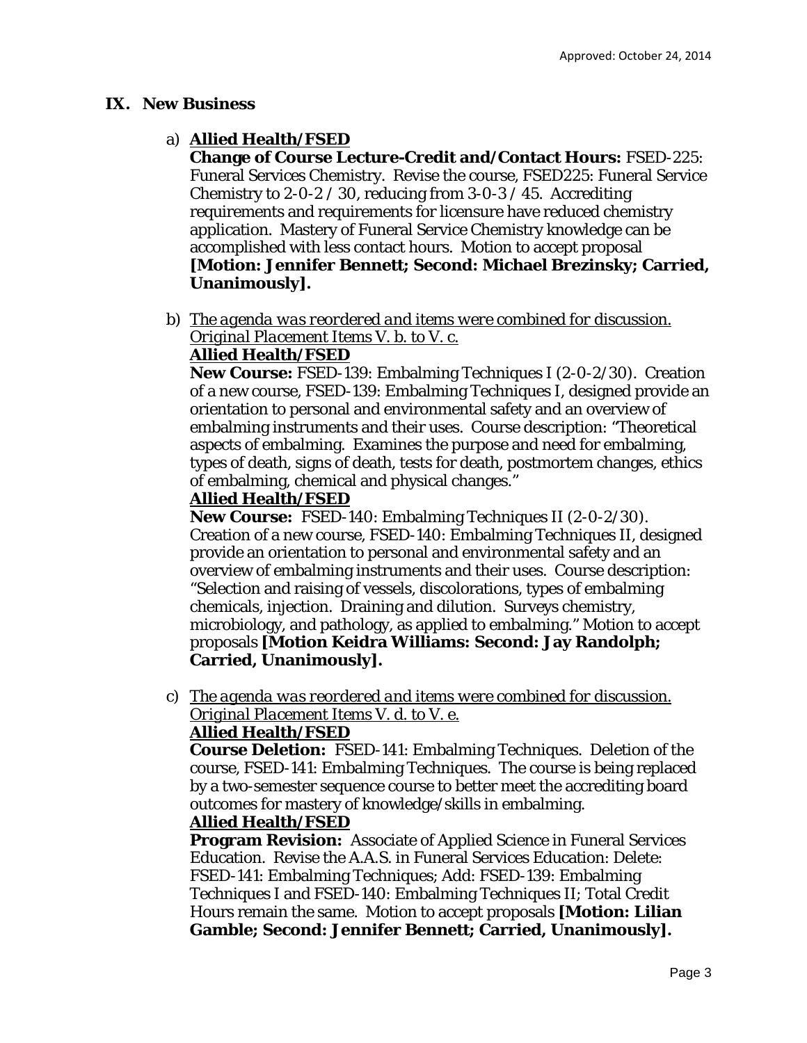## IX. New Business

a) **Allied Health/FSED**

**Change of Course Lecture-Credit and/or Contact Hours:** FSED-225: Funeral Services Chemistry. Revise the course, FSED225: Funeral Service Chemistry to 2-0-2 / 30, reducing from 3-0-3 / 45. Accrediting requirements and requirements for licensure have reduced chemistry application. Mastery of Funeral Service Chemistry knowledge can be accomplished with less contact hours. Motion to accept proposal **[Motion: Jennifer Bennett; Second: Michael Brezinsky; Carried, Unanimously].**

b) *The agenda was reordered and items were combined for discussion. Original Placement Items V. b. to V. c.*

**Allied Health/FSED**

**New Course:** FSED-139: Embalming Techniques I (2-0-2/30). Creation of a new course, FSED-139: Embalming Techniques I, designed provide an orientation to personal and environmental safety and an overview of embalming instruments and their uses. Course description: "Theoretical aspects of embalming. Examines the purpose and need for embalming, types of death, signs of death, tests for death, postmortem changes, ethics of embalming, chemical and physical changes."

**Allied Health/FSED**

**New Course:** FSED-140: Embalming Techniques II (2-0-2/30). Creation of a new course, FSED-140: Embalming Techniques II, designed provide an orientation to personal and environmental safety and an overview of embalming instruments and their uses. Course description: "Selection and raising of vessels, discolorations, types of embalming chemicals, injection. Draining and dilution. Surveys chemistry, microbiology, and pathology, as applied to embalming." Motion to accept proposals **[Motion Keidra Williams: Second: Jay Randolph; Carried, Unanimously].**

c) *The agenda was reordered and items were combined for discussion. Original Placement Items V. d. to V. e.*

**Allied Health/FSED**

**Course Deletion:** FSED-141: Embalming Techniques. Deletion of the course, FSED-141: Embalming Techniques. The course is being replaced by a two-semester sequence course to better meet the accrediting board outcomes for mastery of knowledge/skills in embalming.

**Allied Health/FSED**

**Program Revision:** Associate of Applied Science in Funeral Services Education. Revise the A.A.S. in Funeral Services Education: Delete: FSED-141: Embalming Techniques; Add: FSED-139: Embalming Techniques I and FSED-140: Embalming Techniques II; Total Credit Hours remain the same. Motion to accept proposals **[Motion: Lilian Gamble; Second: Jennifer Bennett; Carried, Unanimously].**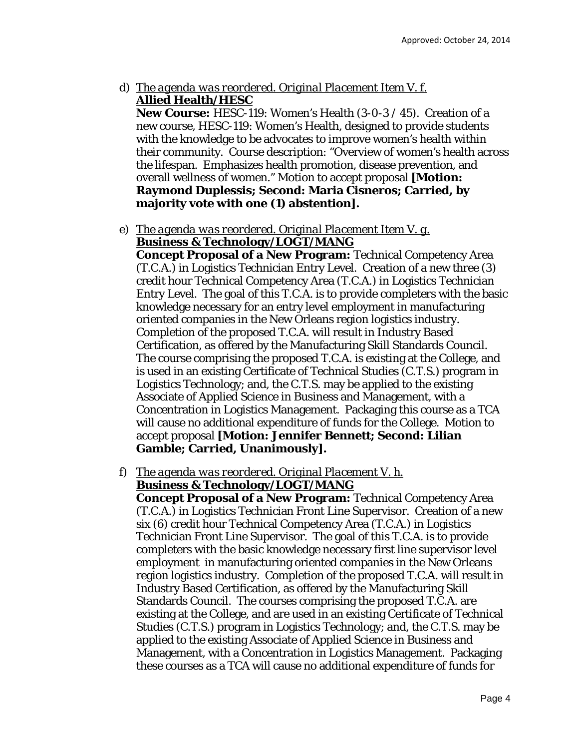d) *The agenda was reordered. Original Placement Item V. f.*
   **Allied Health/HESC**
   **New Course:** HESC-119: Women's Health (3-0-3 / 45). Creation of a new course, HESC-119: Women's Health, designed to provide students with the knowledge to be advocates to improve women's health within their community. Course description: "Overview of women's health across the lifespan. Emphasizes health promotion, disease prevention, and overall wellness of women." Motion to accept proposal **[Motion: Raymond Duplessis; Second: Maria Cisneros; Carried, by majority vote with one (1) abstention].**

e) *The agenda was reordered. Original Placement Item V. g.*
   **Business & Technology/LOGT/MANG**
   **Concept Proposal of a New Program:** Technical Competency Area (T.C.A.) in Logistics Technician Entry Level. Creation of a new three (3) credit hour Technical Competency Area (T.C.A.) in Logistics Technician Entry Level. The goal of this T.C.A. is to provide completers with the basic knowledge necessary for an entry level employment in manufacturing oriented companies in the New Orleans region logistics industry. Completion of the proposed T.C.A. will result in Industry Based Certification, as offered by the Manufacturing Skill Standards Council. The course comprising the proposed T.C.A. is existing at the College, and is used in an existing Certificate of Technical Studies (C.T.S.) program in Logistics Technology; and, the C.T.S. may be applied to the existing Associate of Applied Science in Business and Management, with a Concentration in Logistics Management. Packaging this course as a TCA will cause no additional expenditure of funds for the College. Motion to accept proposal **[Motion: Jennifer Bennett; Second: Lilian Gamble; Carried, Unanimously].**

f) *The agenda was reordered. Original Placement V. h.*
   **Business & Technology/LOGT/MANG**
   **Concept Proposal of a New Program:** Technical Competency Area (T.C.A.) in Logistics Technician Front Line Supervisor. Creation of a new six (6) credit hour Technical Competency Area (T.C.A.) in Logistics Technician Front Line Supervisor. The goal of this T.C.A. is to provide completers with the basic knowledge necessary first line supervisor level employment in manufacturing oriented companies in the New Orleans region logistics industry. Completion of the proposed T.C.A. will result in Industry Based Certification, as offered by the Manufacturing Skill Standards Council. The courses comprising the proposed T.C.A. are existing at the College, and are used in an existing Certificate of Technical Studies (C.T.S.) program in Logistics Technology; and, the C.T.S. may be applied to the existing Associate of Applied Science in Business and Management, with a Concentration in Logistics Management. Packaging these courses as a TCA will cause no additional expenditure of funds for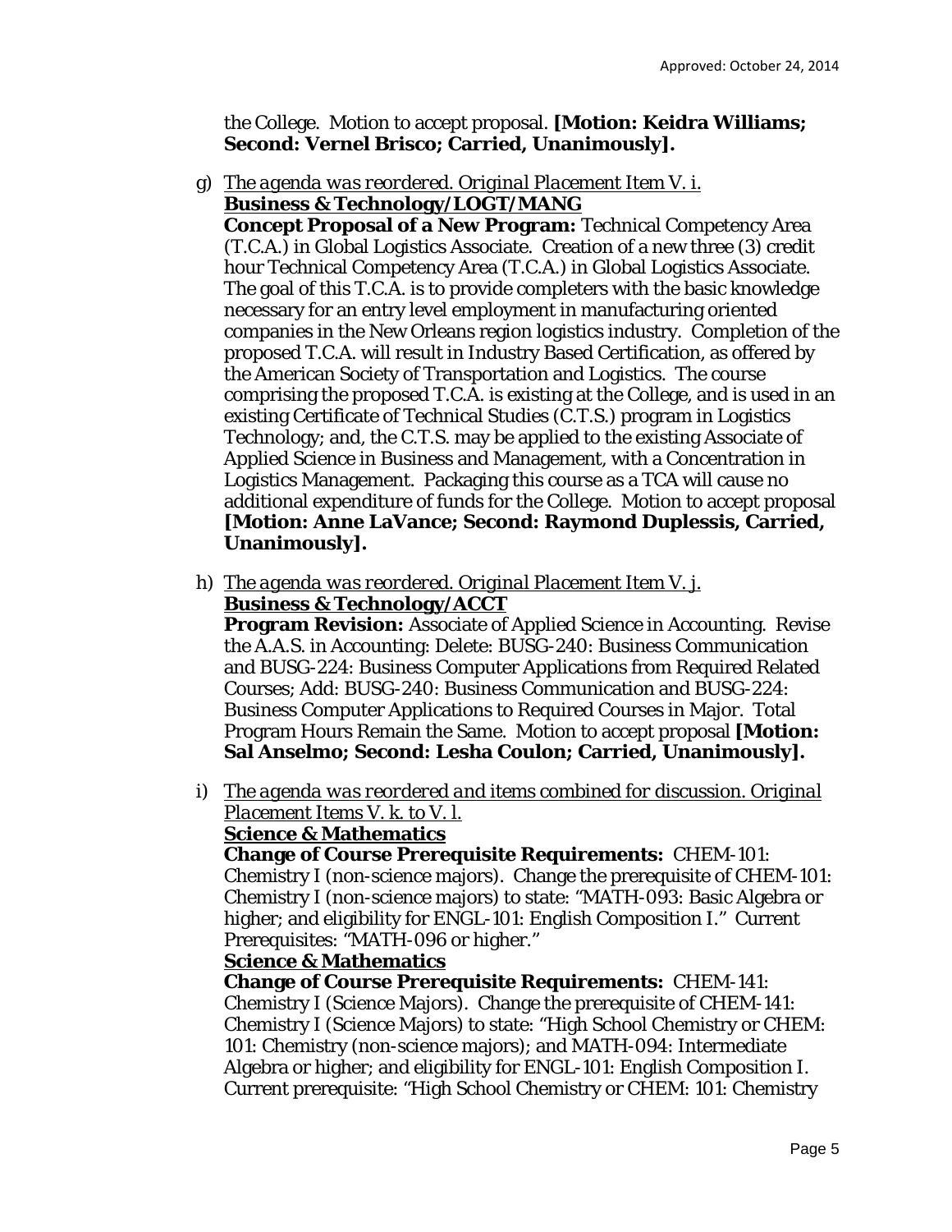the College. Motion to accept proposal. **[Motion: Keidra Williams; Second: Vernel Brisco; Carried, Unanimously].**

g) *The agenda was reordered. Original Placement Item V. i.*
**Business & Technology/LOGT/MANG**
**Concept Proposal of a New Program:** Technical Competency Area (T.C.A.) in Global Logistics Associate. Creation of a new three (3) credit hour Technical Competency Area (T.C.A.) in Global Logistics Associate. The goal of this T.C.A. is to provide completers with the basic knowledge necessary for an entry level employment in manufacturing oriented companies in the New Orleans region logistics industry. Completion of the proposed T.C.A. will result in Industry Based Certification, as offered by the American Society of Transportation and Logistics. The course comprising the proposed T.C.A. is existing at the College, and is used in an existing Certificate of Technical Studies (C.T.S.) program in Logistics Technology; and, the C.T.S. may be applied to the existing Associate of Applied Science in Business and Management, with a Concentration in Logistics Management. Packaging this course as a TCA will cause no additional expenditure of funds for the College. Motion to accept proposal **[Motion: Anne LaVance; Second: Raymond Duplessis, Carried, Unanimously].**

h) *The agenda was reordered. Original Placement Item V. j.*
**Business & Technology/ACCT**
**Program Revision:** Associate of Applied Science in Accounting. Revise the A.A.S. in Accounting: Delete: BUSG-240: Business Communication and BUSG-224: Business Computer Applications from Required Related Courses; Add: BUSG-240: Business Communication and BUSG-224: Business Computer Applications to Required Courses in Major. Total Program Hours Remain the Same. Motion to accept proposal **[Motion: Sal Anselmo; Second: Lesha Coulon; Carried, Unanimously].**

i) *The agenda was reordered and items combined for discussion. Original Placement Items V. k. to V. l.*
**Science & Mathematics**
**Change of Course Prerequisite Requirements:** CHEM-101: Chemistry I (non-science majors). Change the prerequisite of CHEM-101: Chemistry I (non-science majors) to state: "MATH-093: Basic Algebra or higher; and eligibility for ENGL-101: English Composition I." Current Prerequisites: "MATH-096 or higher."
**Science & Mathematics**
**Change of Course Prerequisite Requirements:** CHEM-141: Chemistry I (Science Majors). Change the prerequisite of CHEM-141: Chemistry I (Science Majors) to state: "High School Chemistry or CHEM: 101: Chemistry (non-science majors); and MATH-094: Intermediate Algebra or higher; and eligibility for ENGL-101: English Composition I. Current prerequisite: "High School Chemistry or CHEM: 101: Chemistry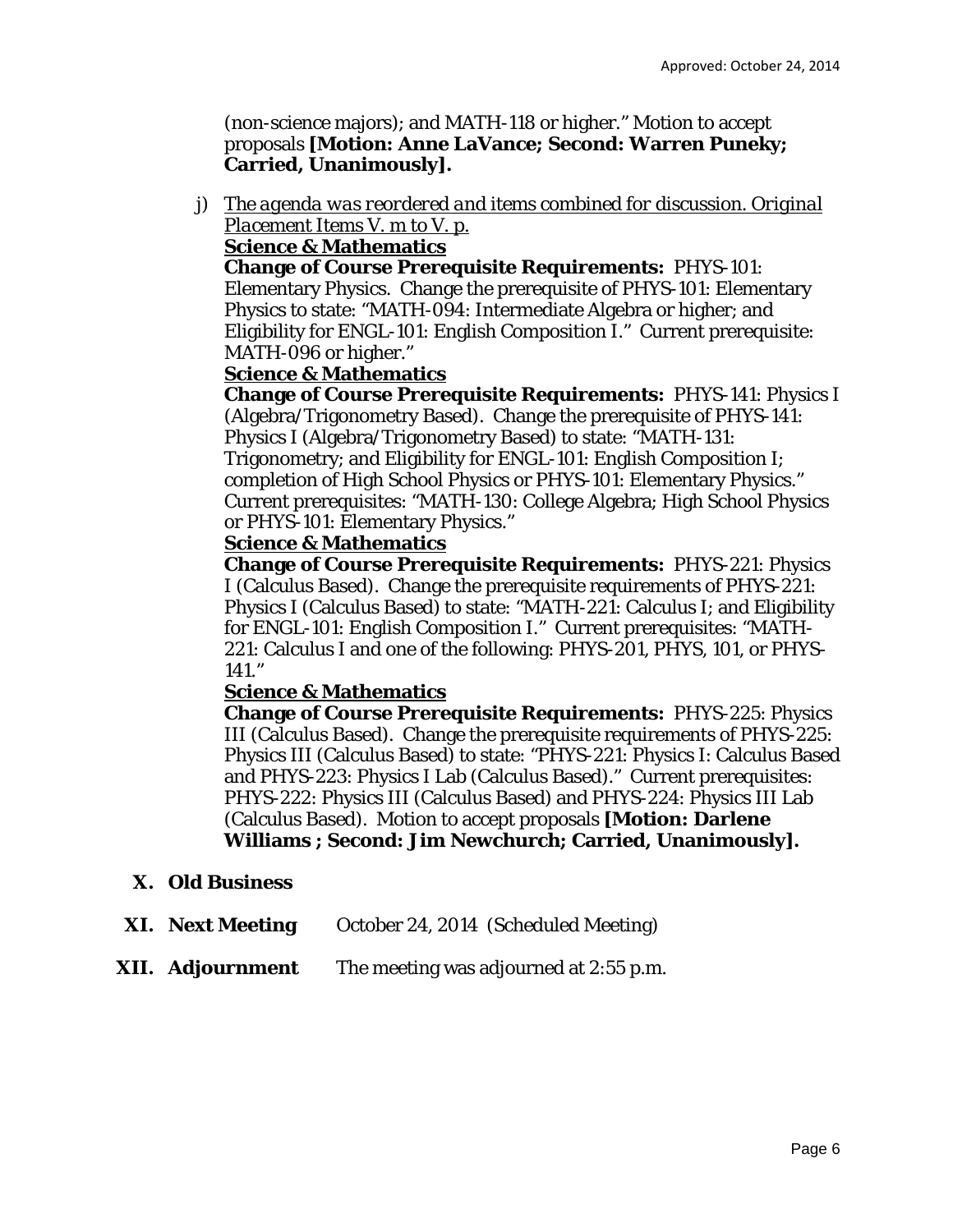(non-science majors); and MATH-118 or higher." Motion to accept proposals **[Motion: Anne LaVance; Second: Warren Puneky; Carried, Unanimously].**

j) *The agenda was reordered and items combined for discussion. Original Placement Items V. m to V. p.*

**Science & Mathematics**

**Change of Course Prerequisite Requirements:** PHYS-101: Elementary Physics. Change the prerequisite of PHYS-101: Elementary Physics to state: "MATH-094: Intermediate Algebra or higher; and Eligibility for ENGL-101: English Composition I." Current prerequisite: MATH-096 or higher."

**Science & Mathematics**

**Change of Course Prerequisite Requirements:** PHYS-141: Physics I (Algebra/Trigonometry Based). Change the prerequisite of PHYS-141: Physics I (Algebra/Trigonometry Based) to state: "MATH-131: Trigonometry; and Eligibility for ENGL-101: English Composition I; completion of High School Physics or PHYS-101: Elementary Physics." Current prerequisites: "MATH-130: College Algebra; High School Physics or PHYS-101: Elementary Physics."

**Science & Mathematics**

**Change of Course Prerequisite Requirements:** PHYS-221: Physics I (Calculus Based). Change the prerequisite requirements of PHYS-221: Physics I (Calculus Based) to state: "MATH-221: Calculus I; and Eligibility for ENGL-101: English Composition I." Current prerequisites: "MATH-221: Calculus I and one of the following: PHYS-201, PHYS, 101, or PHYS-141."

**Science & Mathematics**

**Change of Course Prerequisite Requirements:** PHYS-225: Physics III (Calculus Based). Change the prerequisite requirements of PHYS-225: Physics III (Calculus Based) to state: "PHYS-221: Physics I: Calculus Based and PHYS-223: Physics I Lab (Calculus Based)." Current prerequisites: PHYS-222: Physics III (Calculus Based) and PHYS-224: Physics III Lab (Calculus Based). Motion to accept proposals **[Motion: Darlene Williams ; Second: Jim Newchurch; Carried, Unanimously].**

## X. Old Business

## XI. Next Meeting

October 24, 2014 (Scheduled Meeting)

## XII. Adjournment

The meeting was adjourned at 2:55 p.m.